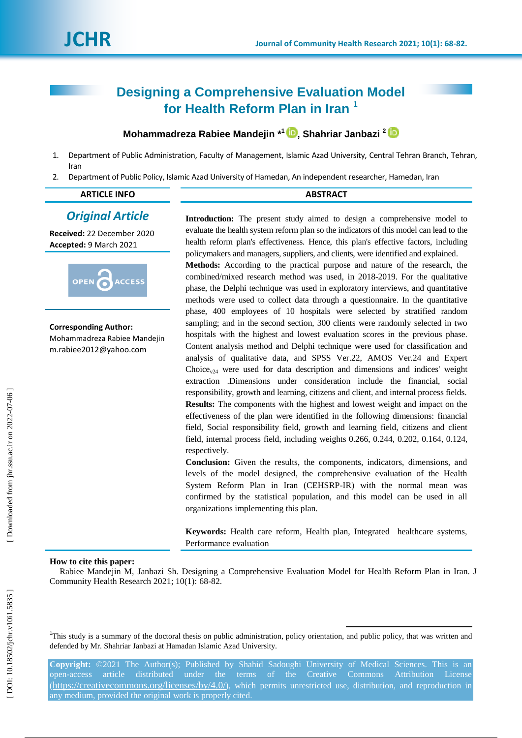# Designing a Comprehensive Evaluation Model for Health Reform Plan in Iran [1]

**Mohammadreza Rabiee Mandejin *[1], Shahriar Janbazi [2]**

1. Department of Public Administration, Faculty of Management, Islamic Azad University, Central Tehran Branch, Tehran, Iran
2. Department of Public Policy, Islamic Azad University of Hamedan, An independent researcher, Hamedan, Iran

## ARTICLE INFO

***Original Article***

**Received:** 22 December 2020
**Accepted:** 9 March 2021

**Corresponding Author:**
Mohammadreza Rabiee Mandejin
m.rabiee2012@yahoo.com

## ABSTRACT

**Introduction:** The present study aimed to design a comprehensive model to evaluate the health system reform plan so the indicators of this model can lead to the health reform plan's effectiveness. Hence, this plan's effective factors, including policymakers and managers, suppliers, and clients, were identified and explained.

**Methods:** According to the practical purpose and nature of the research, the combined/mixed research method was used, in 2018-2019. For the qualitative phase, the Delphi technique was used in exploratory interviews, and quantitative methods were used to collect data through a questionnaire. In the quantitative phase, 400 employees of 10 hospitals were selected by stratified random sampling; and in the second section, 300 clients were randomly selected in two hospitals with the highest and lowest evaluation scores in the previous phase. Content analysis method and Delphi technique were used for classification and analysis of qualitative data, and SPSS Ver.22, AMOS Ver.24 and Expert Choice$_{v24}$ were used for data description and dimensions and indices' weight extraction .Dimensions under consideration include the financial, social responsibility, growth and learning, citizens and client, and internal process fields.

**Results:** The components with the highest and lowest weight and impact on the effectiveness of the plan were identified in the following dimensions: financial field, Social responsibility field, growth and learning field, citizens and client field, internal process field, including weights 0.266, 0.244, 0.202, 0.164, 0.124, respectively.

**Conclusion:** Given the results, the components, indicators, dimensions, and levels of the model designed, the comprehensive evaluation of the Health System Reform Plan in Iran (CEHSRP-IR) with the normal mean was confirmed by the statistical population, and this model can be used in all organizations implementing this plan.

**Keywords:** Health care reform, Health plan, Integrated healthcare systems, Performance evaluation

**How to cite this paper:**
Rabiee Mandejin M, Janbazi Sh. Designing a Comprehensive Evaluation Model for Health Reform Plan in Iran. J Community Health Research 2021; 10(1): 68-82.

[1]This study is a summary of the doctoral thesis on public administration, policy orientation, and public policy, that was written and defended by Mr. Shahriar Janbazi at Hamadan Islamic Azad University.

**Copyright:** ©2021 The Author(s); Published by Shahid Sadoughi University of Medical Sciences. This is an open-access article distributed under the terms of the Creative Commons Attribution License (https://creativecommons.org/licenses/by/4.0/), which permits unrestricted use, distribution, and reproduction in any medium, provided the original work is properly cited.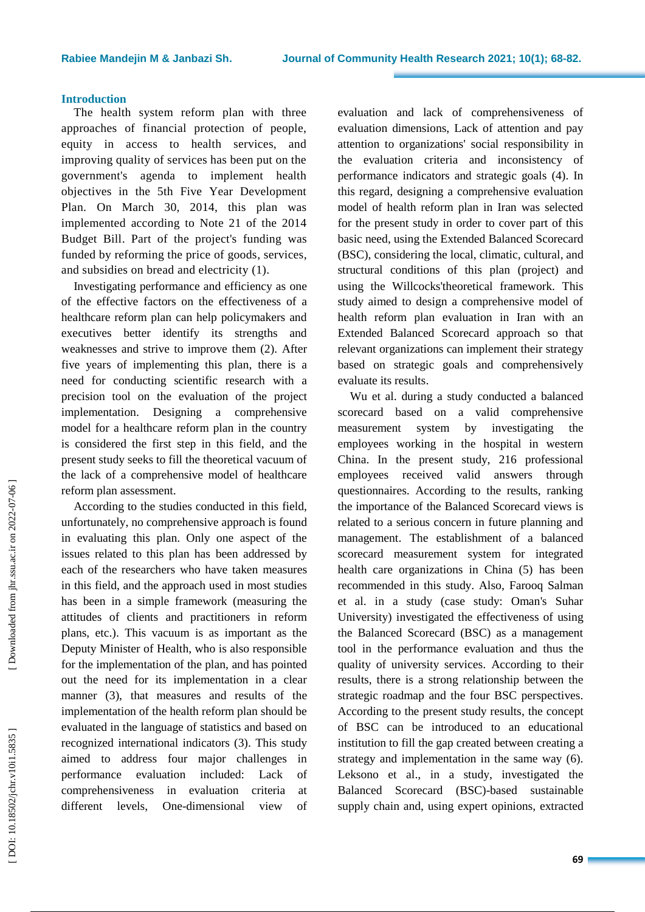## Introduction

The health system reform plan with three approaches of financial protection of people, equity in access to health services, and improving quality of services has been put on the government's agenda to implement health objectives in the 5th Five Year Development Plan. On March 30, 2014, this plan was implemented according to Note 21 of the 2014 Budget Bill. Part of the project's funding was funded by reforming the price of goods, services, and subsidies on bread and electricity (1).

Investigating performance and efficiency as one of the effective factors on the effectiveness of a healthcare reform plan can help policymakers and executives better identify its strengths and weaknesses and strive to improve them (2). After five years of implementing this plan, there is a need for conducting scientific research with a precision tool on the evaluation of the project implementation. Designing a comprehensive model for a healthcare reform plan in the country is considered the first step in this field, and the present study seeks to fill the theoretical vacuum of the lack of a comprehensive model of healthcare reform plan assessment.

According to the studies conducted in this field, unfortunately, no comprehensive approach is found in evaluating this plan. Only one aspect of the issues related to this plan has been addressed by each of the researchers who have taken measures in this field, and the approach used in most studies has been in a simple framework (measuring the attitudes of clients and practitioners in reform plans, etc.). This vacuum is as important as the Deputy Minister of Health, who is also responsible for the implementation of the plan, and has pointed out the need for its implementation in a clear manner (3), that measures and results of the implementation of the health reform plan should be evaluated in the language of statistics and based on recognized international indicators (3). This study aimed to address four major challenges in performance evaluation included: Lack of comprehensiveness in evaluation criteria at different levels, One-dimensional view of evaluation and lack of comprehensiveness of evaluation dimensions, Lack of attention and pay attention to organizations' social responsibility in the evaluation criteria and inconsistency of performance indicators and strategic goals (4). In this regard, designing a comprehensive evaluation model of health reform plan in Iran was selected for the present study in order to cover part of this basic need, using the Extended Balanced Scorecard (BSC), considering the local, climatic, cultural, and structural conditions of this plan (project) and using the Willcocks'theoretical framework. This study aimed to design a comprehensive model of health reform plan evaluation in Iran with an Extended Balanced Scorecard approach so that relevant organizations can implement their strategy based on strategic goals and comprehensively evaluate its results.

Wu et al. during a study conducted a balanced scorecard based on a valid comprehensive measurement system by investigating the employees working in the hospital in western China. In the present study, 216 professional employees received valid answers through questionnaires. According to the results, ranking the importance of the Balanced Scorecard views is related to a serious concern in future planning and management. The establishment of a balanced scorecard measurement system for integrated health care organizations in China (5) has been recommended in this study. Also, Farooq Salman et al. in a study (case study: Oman's Suhar University) investigated the effectiveness of using the Balanced Scorecard (BSC) as a management tool in the performance evaluation and thus the quality of university services. According to their results, there is a strong relationship between the strategic roadmap and the four BSC perspectives. According to the present study results, the concept of BSC can be introduced to an educational institution to fill the gap created between creating a strategy and implementation in the same way (6). Leksono et al., in a study, investigated the Balanced Scorecard (BSC)-based sustainable supply chain and, using expert opinions, extracted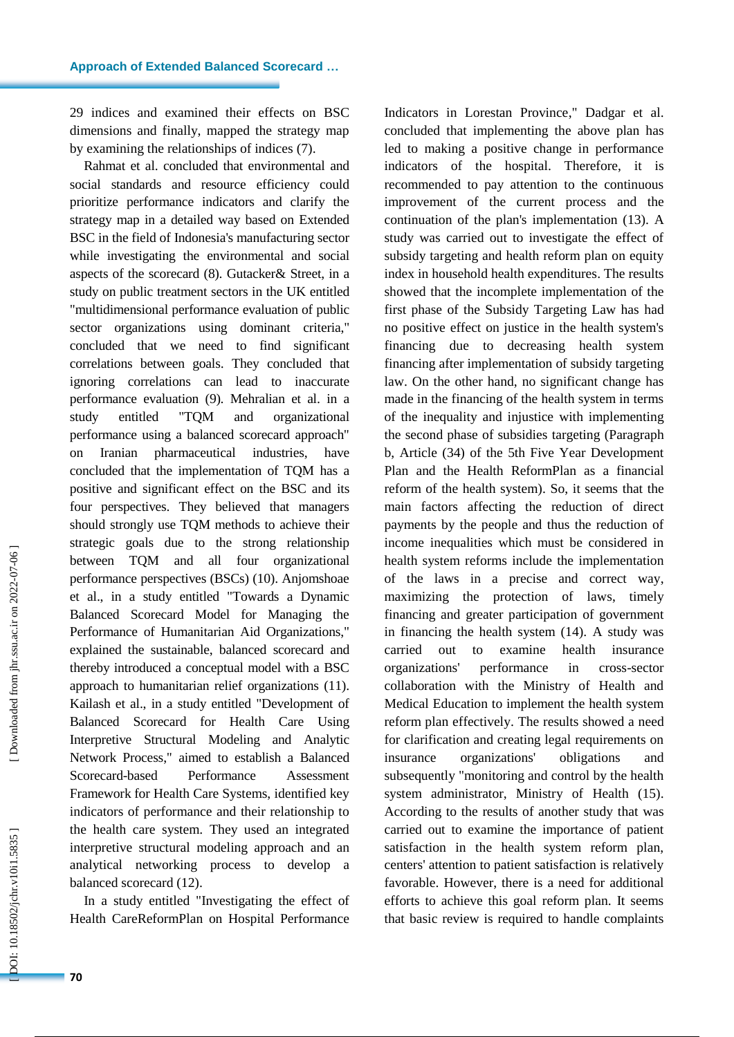29 indices and examined their effects on BSC dimensions and finally, mapped the strategy map by examining the relationships of indices (7).

Rahmat et al. concluded that environmental and social standards and resource efficiency could prioritize performance indicators and clarify the strategy map in a detailed way based on Extended BSC in the field of Indonesia's manufacturing sector while investigating the environmental and social aspects of the scorecard (8). Gutacker& Street, in a study on public treatment sectors in the UK entitled "multidimensional performance evaluation of public sector organizations using dominant criteria," concluded that we need to find significant correlations between goals. They concluded that ignoring correlations can lead to inaccurate performance evaluation (9). Mehralian et al. in a study entitled "TQM and organizational performance using a balanced scorecard approach" on Iranian pharmaceutical industries, have concluded that the implementation of TQM has a positive and significant effect on the BSC and its four perspectives. They believed that managers should strongly use TQM methods to achieve their strategic goals due to the strong relationship between TQM and all four organizational performance perspectives (BSCs) (10). Anjomshoae et al., in a study entitled "Towards a Dynamic Balanced Scorecard Model for Managing the Performance of Humanitarian Aid Organizations," explained the sustainable, balanced scorecard and thereby introduced a conceptual model with a BSC approach to humanitarian relief organizations (11). Kailash et al., in a study entitled "Development of Balanced Scorecard for Health Care Using Interpretive Structural Modeling and Analytic Network Process," aimed to establish a Balanced Scorecard-based Performance Assessment Framework for Health Care Systems, identified key indicators of performance and their relationship to the health care system. They used an integrated interpretive structural modeling approach and an analytical networking process to develop a balanced scorecard (12).

In a study entitled "Investigating the effect of Health CareReformPlan on Hospital Performance Indicators in Lorestan Province," Dadgar et al. concluded that implementing the above plan has led to making a positive change in performance indicators of the hospital. Therefore, it is recommended to pay attention to the continuous improvement of the current process and the continuation of the plan's implementation (13). A study was carried out to investigate the effect of subsidy targeting and health reform plan on equity index in household health expenditures. The results showed that the incomplete implementation of the first phase of the Subsidy Targeting Law has had no positive effect on justice in the health system's financing due to decreasing health system financing after implementation of subsidy targeting law. On the other hand, no significant change has made in the financing of the health system in terms of the inequality and injustice with implementing the second phase of subsidies targeting (Paragraph b, Article (34) of the 5th Five Year Development Plan and the Health ReformPlan as a financial reform of the health system). So, it seems that the main factors affecting the reduction of direct payments by the people and thus the reduction of income inequalities which must be considered in health system reforms include the implementation of the laws in a precise and correct way, maximizing the protection of laws, timely financing and greater participation of government in financing the health system (14). A study was carried out to examine health insurance organizations' performance in cross-sector collaboration with the Ministry of Health and Medical Education to implement the health system reform plan effectively. The results showed a need for clarification and creating legal requirements on insurance organizations' obligations and subsequently "monitoring and control by the health system administrator, Ministry of Health (15). According to the results of another study that was carried out to examine the importance of patient satisfaction in the health system reform plan, centers' attention to patient satisfaction is relatively favorable. However, there is a need for additional efforts to achieve this goal reform plan. It seems that basic review is required to handle complaints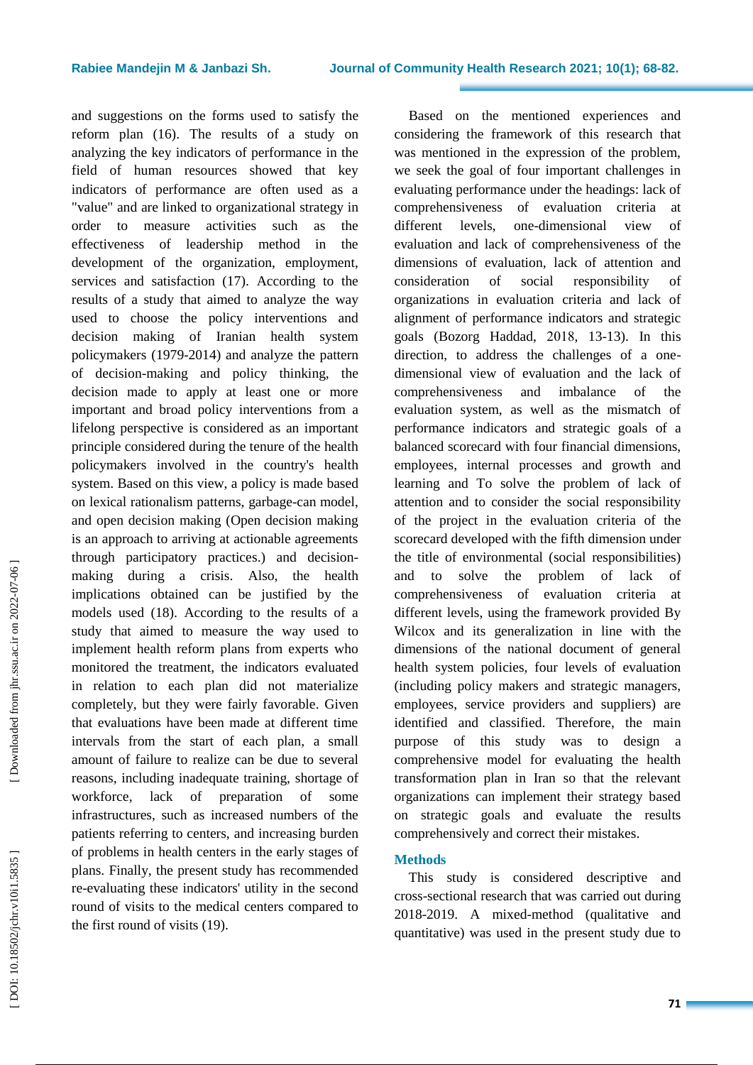and suggestions on the forms used to satisfy the reform plan (16). The results of a study on analyzing the key indicators of performance in the field of human resources showed that key indicators of performance are often used as a "value" and are linked to organizational strategy in order to measure activities such as the effectiveness of leadership method in the development of the organization, employment, services and satisfaction (17). According to the results of a study that aimed to analyze the way used to choose the policy interventions and decision making of Iranian health system policymakers (1979-2014) and analyze the pattern of decision-making and policy thinking, the decision made to apply at least one or more important and broad policy interventions from a lifelong perspective is considered as an important principle considered during the tenure of the health policymakers involved in the country's health system. Based on this view, a policy is made based on lexical rationalism patterns, garbage-can model, and open decision making (Open decision making is an approach to arriving at actionable agreements through participatory practices.) and decision-making during a crisis. Also, the health implications obtained can be justified by the models used (18). According to the results of a study that aimed to measure the way used to implement health reform plans from experts who monitored the treatment, the indicators evaluated in relation to each plan did not materialize completely, but they were fairly favorable. Given that evaluations have been made at different time intervals from the start of each plan, a small amount of failure to realize can be due to several reasons, including inadequate training, shortage of workforce, lack of preparation of some infrastructures, such as increased numbers of the patients referring to centers, and increasing burden of problems in health centers in the early stages of plans. Finally, the present study has recommended re-evaluating these indicators' utility in the second round of visits to the medical centers compared to the first round of visits (19).

Based on the mentioned experiences and considering the framework of this research that was mentioned in the expression of the problem, we seek the goal of four important challenges in evaluating performance under the headings: lack of comprehensiveness of evaluation criteria at different levels, one-dimensional view of evaluation and lack of comprehensiveness of the dimensions of evaluation, lack of attention and consideration of social responsibility of organizations in evaluation criteria and lack of alignment of performance indicators and strategic goals (Bozorg Haddad, 2018, 13-13). In this direction, to address the challenges of a one-dimensional view of evaluation and the lack of comprehensiveness and imbalance of the evaluation system, as well as the mismatch of performance indicators and strategic goals of a balanced scorecard with four financial dimensions, employees, internal processes and growth and learning and To solve the problem of lack of attention and to consider the social responsibility of the project in the evaluation criteria of the scorecard developed with the fifth dimension under the title of environmental (social responsibilities) and to solve the problem of lack of comprehensiveness of evaluation criteria at different levels, using the framework provided By Wilcox and its generalization in line with the dimensions of the national document of general health system policies, four levels of evaluation (including policy makers and strategic managers, employees, service providers and suppliers) are identified and classified. Therefore, the main purpose of this study was to design a comprehensive model for evaluating the health transformation plan in Iran so that the relevant organizations can implement their strategy based on strategic goals and evaluate the results comprehensively and correct their mistakes.

## Methods

This study is considered descriptive and cross-sectional research that was carried out during 2018-2019. A mixed-method (qualitative and quantitative) was used in the present study due to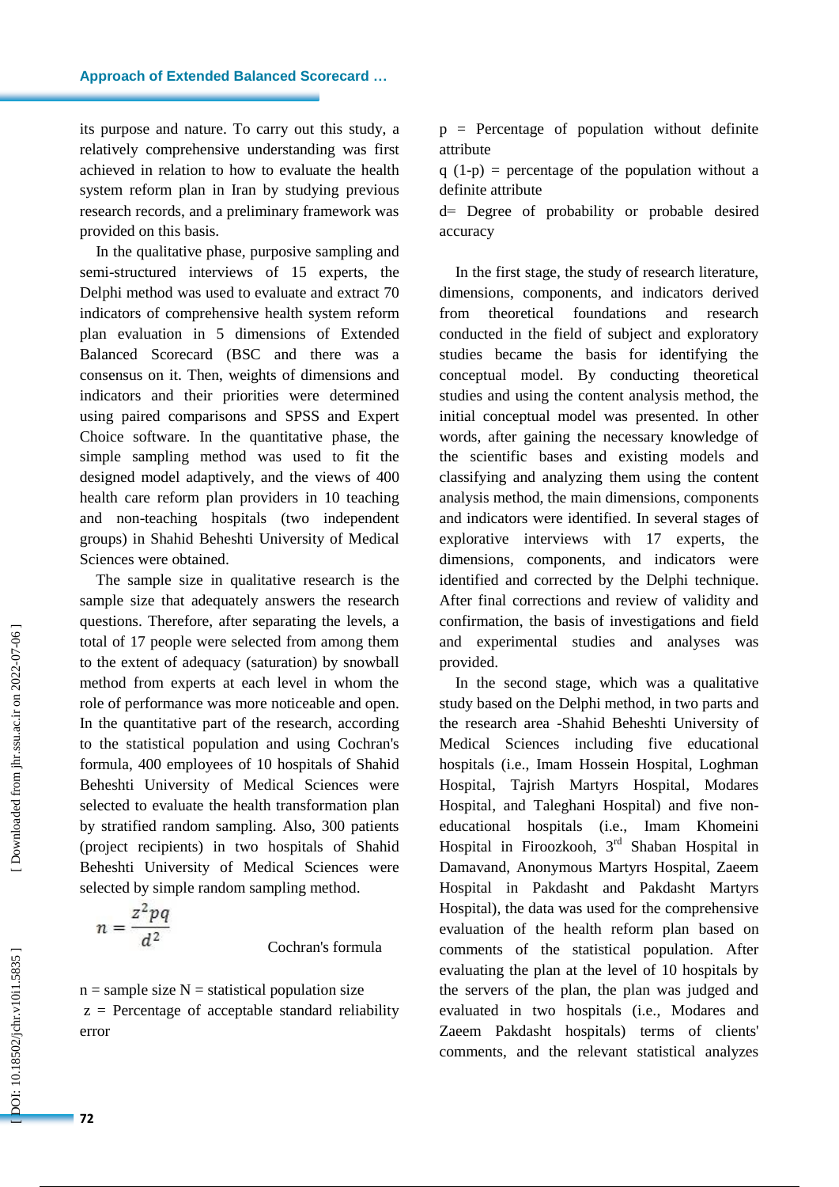its purpose and nature. To carry out this study, a relatively comprehensive understanding was first achieved in relation to how to evaluate the health system reform plan in Iran by studying previous research records, and a preliminary framework was provided on this basis.

In the qualitative phase, purposive sampling and semi-structured interviews of 15 experts, the Delphi method was used to evaluate and extract 70 indicators of comprehensive health system reform plan evaluation in 5 dimensions of Extended Balanced Scorecard (BSC and there was a consensus on it. Then, weights of dimensions and indicators and their priorities were determined using paired comparisons and SPSS and Expert Choice software. In the quantitative phase, the simple sampling method was used to fit the designed model adaptively, and the views of 400 health care reform plan providers in 10 teaching and non-teaching hospitals (two independent groups) in Shahid Beheshti University of Medical Sciences were obtained.

The sample size in qualitative research is the sample size that adequately answers the research questions. Therefore, after separating the levels, a total of 17 people were selected from among them to the extent of adequacy (saturation) by snowball method from experts at each level in whom the role of performance was more noticeable and open. In the quantitative part of the research, according to the statistical population and using Cochran's formula, 400 employees of 10 hospitals of Shahid Beheshti University of Medical Sciences were selected to evaluate the health transformation plan by stratified random sampling. Also, 300 patients (project recipients) in two hospitals of Shahid Beheshti University of Medical Sciences were selected by simple random sampling method.

$$n = \frac{z^2 pq}{d^2}$$

Cochran's formula

n = sample size N = statistical population size

z = Percentage of acceptable standard reliability error

p = Percentage of population without definite attribute

q (1-p) = percentage of the population without a definite attribute

d= Degree of probability or probable desired accuracy

In the first stage, the study of research literature, dimensions, components, and indicators derived from theoretical foundations and research conducted in the field of subject and exploratory studies became the basis for identifying the conceptual model. By conducting theoretical studies and using the content analysis method, the initial conceptual model was presented. In other words, after gaining the necessary knowledge of the scientific bases and existing models and classifying and analyzing them using the content analysis method, the main dimensions, components and indicators were identified. In several stages of explorative interviews with 17 experts, the dimensions, components, and indicators were identified and corrected by the Delphi technique. After final corrections and review of validity and confirmation, the basis of investigations and field and experimental studies and analyses was provided.

In the second stage, which was a qualitative study based on the Delphi method, in two parts and the research area -Shahid Beheshti University of Medical Sciences including five educational hospitals (i.e., Imam Hossein Hospital, Loghman Hospital, Tajrish Martyrs Hospital, Modares Hospital, and Taleghani Hospital) and five non-educational hospitals (i.e., Imam Khomeini Hospital in Firoozkooh, 3rd Shaban Hospital in Damavand, Anonymous Martyrs Hospital, Zaeem Hospital in Pakdasht and Pakdasht Martyrs Hospital), the data was used for the comprehensive evaluation of the health reform plan based on comments of the statistical population. After evaluating the plan at the level of 10 hospitals by the servers of the plan, the plan was judged and evaluated in two hospitals (i.e., Modares and Zaeem Pakdasht hospitals) terms of clients' comments, and the relevant statistical analyzes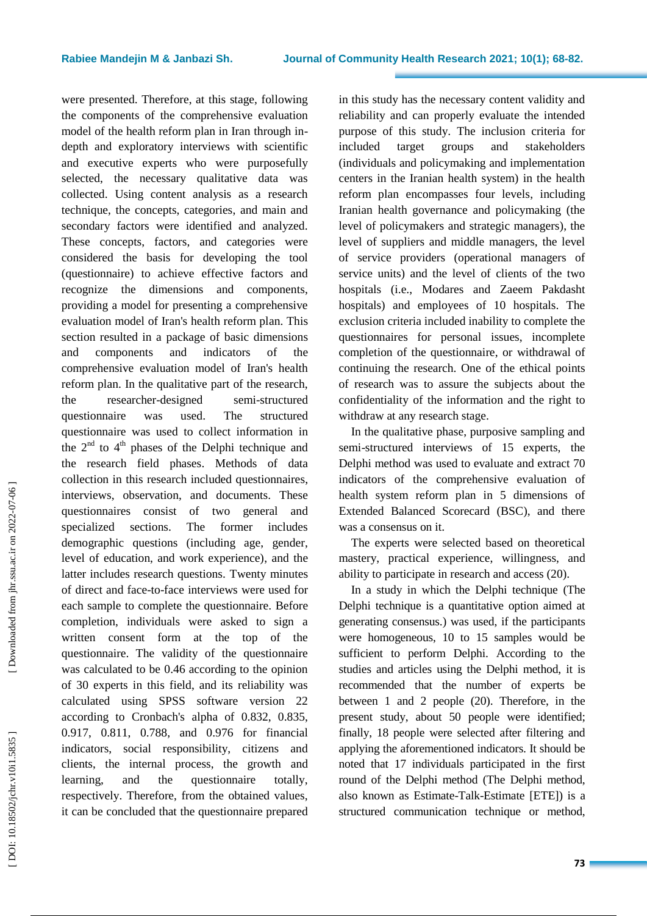were presented. Therefore, at this stage, following the components of the comprehensive evaluation model of the health reform plan in Iran through in-depth and exploratory interviews with scientific and executive experts who were purposefully selected, the necessary qualitative data was collected. Using content analysis as a research technique, the concepts, categories, and main and secondary factors were identified and analyzed. These concepts, factors, and categories were considered the basis for developing the tool (questionnaire) to achieve effective factors and recognize the dimensions and components, providing a model for presenting a comprehensive evaluation model of Iran's health reform plan. This section resulted in a package of basic dimensions and components and indicators of the comprehensive evaluation model of Iran's health reform plan. In the qualitative part of the research, the researcher-designed semi-structured questionnaire was used. The structured questionnaire was used to collect information in the 2nd to 4th phases of the Delphi technique and the research field phases. Methods of data collection in this research included questionnaires, interviews, observation, and documents. These questionnaires consist of two general and specialized sections. The former includes demographic questions (including age, gender, level of education, and work experience), and the latter includes research questions. Twenty minutes of direct and face-to-face interviews were used for each sample to complete the questionnaire. Before completion, individuals were asked to sign a written consent form at the top of the questionnaire. The validity of the questionnaire was calculated to be 0.46 according to the opinion of 30 experts in this field, and its reliability was calculated using SPSS software version 22 according to Cronbach's alpha of 0.832, 0.835, 0.917, 0.811, 0.788, and 0.976 for financial indicators, social responsibility, citizens and clients, the internal process, the growth and learning, and the questionnaire totally, respectively. Therefore, from the obtained values, it can be concluded that the questionnaire prepared in this study has the necessary content validity and reliability and can properly evaluate the intended purpose of this study. The inclusion criteria for included target groups and stakeholders (individuals and policymaking and implementation centers in the Iranian health system) in the health reform plan encompasses four levels, including Iranian health governance and policymaking (the level of policymakers and strategic managers), the level of suppliers and middle managers, the level of service providers (operational managers of service units) and the level of clients of the two hospitals (i.e., Modares and Zaeem Pakdasht hospitals) and employees of 10 hospitals. The exclusion criteria included inability to complete the questionnaires for personal issues, incomplete completion of the questionnaire, or withdrawal of continuing the research. One of the ethical points of research was to assure the subjects about the confidentiality of the information and the right to withdraw at any research stage.

In the qualitative phase, purposive sampling and semi-structured interviews of 15 experts, the Delphi method was used to evaluate and extract 70 indicators of the comprehensive evaluation of health system reform plan in 5 dimensions of Extended Balanced Scorecard (BSC), and there was a consensus on it.

The experts were selected based on theoretical mastery, practical experience, willingness, and ability to participate in research and access (20).

In a study in which the Delphi technique (The Delphi technique is a quantitative option aimed at generating consensus.) was used, if the participants were homogeneous, 10 to 15 samples would be sufficient to perform Delphi. According to the studies and articles using the Delphi method, it is recommended that the number of experts be between 1 and 2 people (20). Therefore, in the present study, about 50 people were identified; finally, 18 people were selected after filtering and applying the aforementioned indicators. It should be noted that 17 individuals participated in the first round of the Delphi method (The Delphi method, also known as Estimate-Talk-Estimate [ETE]) is a structured communication technique or method,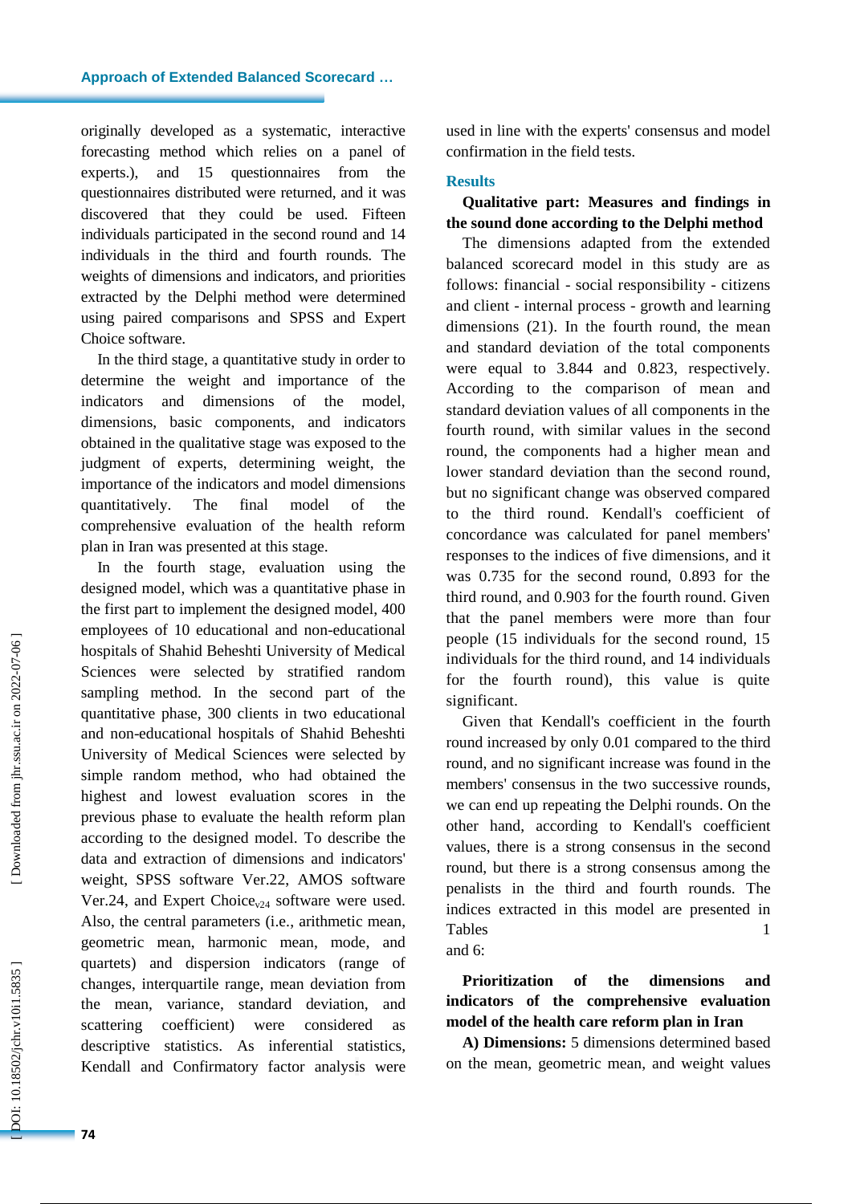originally developed as a systematic, interactive forecasting method which relies on a panel of experts.), and 15 questionnaires from the questionnaires distributed were returned, and it was discovered that they could be used. Fifteen individuals participated in the second round and 14 individuals in the third and fourth rounds. The weights of dimensions and indicators, and priorities extracted by the Delphi method were determined using paired comparisons and SPSS and Expert Choice software.

In the third stage, a quantitative study in order to determine the weight and importance of the indicators and dimensions of the model, dimensions, basic components, and indicators obtained in the qualitative stage was exposed to the judgment of experts, determining weight, the importance of the indicators and model dimensions quantitatively. The final model of the comprehensive evaluation of the health reform plan in Iran was presented at this stage.

In the fourth stage, evaluation using the designed model, which was a quantitative phase in the first part to implement the designed model, 400 employees of 10 educational and non-educational hospitals of Shahid Beheshti University of Medical Sciences were selected by stratified random sampling method. In the second part of the quantitative phase, 300 clients in two educational and non-educational hospitals of Shahid Beheshti University of Medical Sciences were selected by simple random method, who had obtained the highest and lowest evaluation scores in the previous phase to evaluate the health reform plan according to the designed model. To describe the data and extraction of dimensions and indicators' weight, SPSS software Ver.22, AMOS software Ver.24, and Expert Choice$_{v24}$ software were used. Also, the central parameters (i.e., arithmetic mean, geometric mean, harmonic mean, mode, and quartets) and dispersion indicators (range of changes, interquartile range, mean deviation from the mean, variance, standard deviation, and scattering coefficient) were considered as descriptive statistics. As inferential statistics, Kendall and Confirmatory factor analysis were used in line with the experts' consensus and model confirmation in the field tests.

## Results

**Qualitative part: Measures and findings in the sound done according to the Delphi method**

The dimensions adapted from the extended balanced scorecard model in this study are as follows: financial - social responsibility - citizens and client - internal process - growth and learning dimensions (21). In the fourth round, the mean and standard deviation of the total components were equal to 3.844 and 0.823, respectively. According to the comparison of mean and standard deviation values of all components in the fourth round, with similar values in the second round, the components had a higher mean and lower standard deviation than the second round, but no significant change was observed compared to the third round. Kendall's coefficient of concordance was calculated for panel members' responses to the indices of five dimensions, and it was 0.735 for the second round, 0.893 for the third round, and 0.903 for the fourth round. Given that the panel members were more than four people (15 individuals for the second round, 15 individuals for the third round, and 14 individuals for the fourth round), this value is quite significant.

Given that Kendall's coefficient in the fourth round increased by only 0.01 compared to the third round, and no significant increase was found in the members' consensus in the two successive rounds, we can end up repeating the Delphi rounds. On the other hand, according to Kendall's coefficient values, there is a strong consensus in the second round, but there is a strong consensus among the penalists in the third and fourth rounds. The indices extracted in this model are presented in Tables 1 and 6:

**Prioritization of the dimensions and indicators of the comprehensive evaluation model of the health care reform plan in Iran**

**A) Dimensions:** 5 dimensions determined based on the mean, geometric mean, and weight values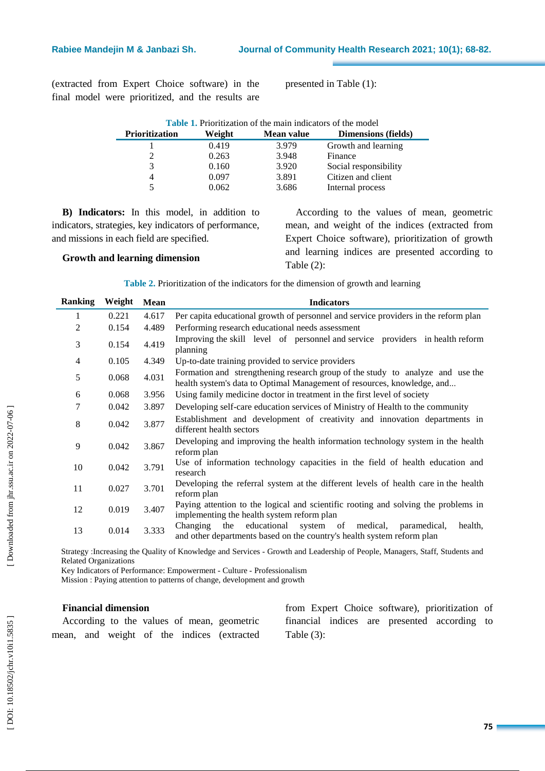(extracted from Expert Choice software) in the final model were prioritized, and the results are presented in Table (1):

**Table 1.** Prioritization of the main indicators of the model

| Prioritization | Weight | Mean value | Dimensions (fields) |
|---|---|---|---|
| 1 | 0.419 | 3.979 | Growth and learning |
| 2 | 0.263 | 3.948 | Finance |
| 3 | 0.160 | 3.920 | Social responsibility |
| 4 | 0.097 | 3.891 | Citizen and client |
| 5 | 0.062 | 3.686 | Internal process |

**B) Indicators:** In this model, in addition to indicators, strategies, key indicators of performance, and missions in each field are specified.

### Growth and learning dimension

According to the values of mean, geometric mean, and weight of the indices (extracted from Expert Choice software), prioritization of growth and learning indices are presented according to Table (2):

**Table 2.** Prioritization of the indicators for the dimension of growth and learning

| Ranking | Weight | Mean | Indicators |
|---|---|---|---|
| 1 | 0.221 | 4.617 | Per capita educational growth of personnel and service providers in the reform plan |
| 2 | 0.154 | 4.489 | Performing research educational needs assessment |
| 3 | 0.154 | 4.419 | Improving the skill level of personnel and service providers in health reform planning |
| 4 | 0.105 | 4.349 | Up-to-date training provided to service providers |
| 5 | 0.068 | 4.031 | Formation and strengthening research group of the study to analyze and use the health system's data to Optimal Management of resources, knowledge, and... |
| 6 | 0.068 | 3.956 | Using family medicine doctor in treatment in the first level of society |
| 7 | 0.042 | 3.897 | Developing self-care education services of Ministry of Health to the community |
| 8 | 0.042 | 3.877 | Establishment and development of creativity and innovation departments in different health sectors |
| 9 | 0.042 | 3.867 | Developing and improving the health information technology system in the health reform plan |
| 10 | 0.042 | 3.791 | Use of information technology capacities in the field of health education and research |
| 11 | 0.027 | 3.701 | Developing the referral system at the different levels of health care in the health reform plan |
| 12 | 0.019 | 3.407 | Paying attention to the logical and scientific rooting and solving the problems in implementing the health system reform plan |
| 13 | 0.014 | 3.333 | Changing the educational system of medical, paramedical, health, and other departments based on the country's health system reform plan |

Strategy :Increasing the Quality of Knowledge and Services - Growth and Leadership of People, Managers, Staff, Students and Related Organizations
Key Indicators of Performance: Empowerment - Culture - Professionalism
Mission : Paying attention to patterns of change, development and growth

### Financial dimension

According to the values of mean, geometric mean, and weight of the indices (extracted from Expert Choice software), prioritization of financial indices are presented according to Table (3):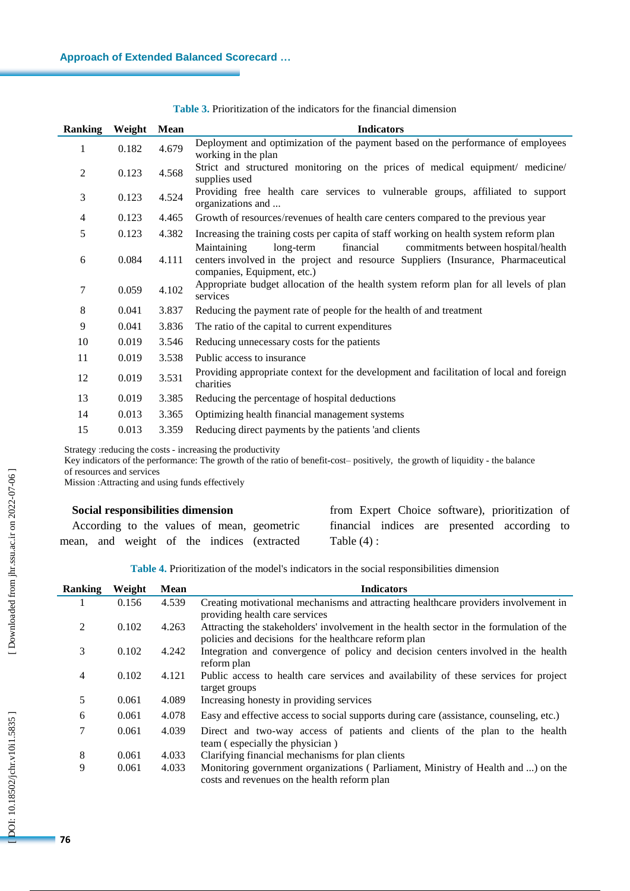**Table 3.** Prioritization of the indicators for the financial dimension

| Ranking | Weight | Mean | Indicators |
|---|---|---|---|
| 1 | 0.182 | 4.679 | Deployment and optimization of the payment based on the performance of employees working in the plan |
| 2 | 0.123 | 4.568 | Strict and structured monitoring on the prices of medical equipment/ medicine/ supplies used |
| 3 | 0.123 | 4.524 | Providing free health care services to vulnerable groups, affiliated to support organizations and ... |
| 4 | 0.123 | 4.465 | Growth of resources/revenues of health care centers compared to the previous year |
| 5 | 0.123 | 4.382 | Increasing the training costs per capita of staff working on health system reform plan |
| 6 | 0.084 | 4.111 | Maintaining long-term financial commitments between hospital/health centers involved in the project and resource Suppliers (Insurance, Pharmaceutical companies, Equipment, etc.) |
| 7 | 0.059 | 4.102 | Appropriate budget allocation of the health system reform plan for all levels of plan services |
| 8 | 0.041 | 3.837 | Reducing the payment rate of people for the health of and treatment |
| 9 | 0.041 | 3.836 | The ratio of the capital to current expenditures |
| 10 | 0.019 | 3.546 | Reducing unnecessary costs for the patients |
| 11 | 0.019 | 3.538 | Public access to insurance |
| 12 | 0.019 | 3.531 | Providing appropriate context for the development and facilitation of local and foreign charities |
| 13 | 0.019 | 3.385 | Reducing the percentage of hospital deductions |
| 14 | 0.013 | 3.365 | Optimizing health financial management systems |
| 15 | 0.013 | 3.359 | Reducing direct payments by the patients 'and clients |

Strategy :reducing the costs - increasing the productivity
Key indicators of the performance: The growth of the ratio of benefit-cost– positively, the growth of liquidity - the balance of resources and services
Mission :Attracting and using funds effectively

### Social responsibilities dimension

According to the values of mean, geometric mean, and weight of the indices (extracted from Expert Choice software), prioritization of financial indices are presented according to Table (4) :

**Table 4.** Prioritization of the model's indicators in the social responsibilities dimension

| Ranking | Weight | Mean | Indicators |
|---|---|---|---|
| 1 | 0.156 | 4.539 | Creating motivational mechanisms and attracting healthcare providers involvement in providing health care services |
| 2 | 0.102 | 4.263 | Attracting the stakeholders' involvement in the health sector in the formulation of the policies and decisions for the healthcare reform plan |
| 3 | 0.102 | 4.242 | Integration and convergence of policy and decision centers involved in the health reform plan |
| 4 | 0.102 | 4.121 | Public access to health care services and availability of these services for project target groups |
| 5 | 0.061 | 4.089 | Increasing honesty in providing services |
| 6 | 0.061 | 4.078 | Easy and effective access to social supports during care (assistance, counseling, etc.) |
| 7 | 0.061 | 4.039 | Direct and two-way access of patients and clients of the plan to the health team ( especially the physician ) |
| 8 | 0.061 | 4.033 | Clarifying financial mechanisms for plan clients |
| 9 | 0.061 | 4.033 | Monitoring government organizations ( Parliament, Ministry of Health and ...) on the costs and revenues on the health reform plan |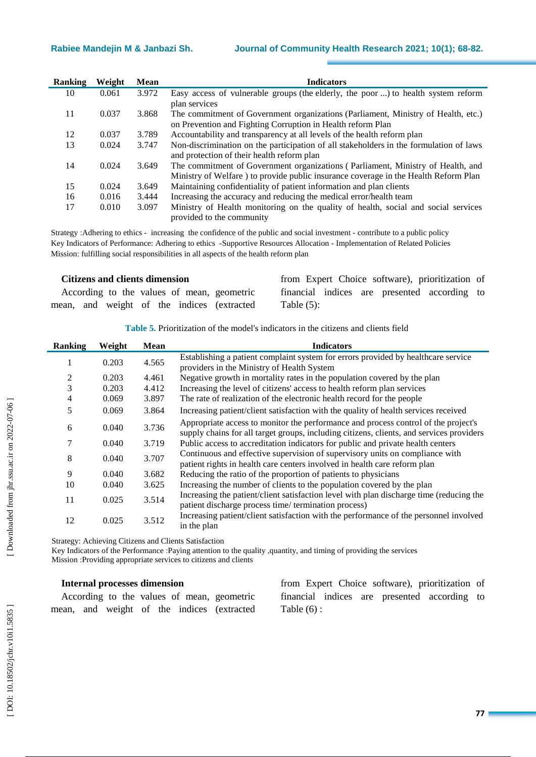| Ranking | Weight | Mean | Indicators |
|---|---|---|---|
| 10 | 0.061 | 3.972 | Easy access of vulnerable groups (the elderly, the poor ...) to health system reform plan services |
| 11 | 0.037 | 3.868 | The commitment of Government organizations (Parliament, Ministry of Health, etc.) on Prevention and Fighting Corruption in Health reform Plan |
| 12 | 0.037 | 3.789 | Accountability and transparency at all levels of the health reform plan |
| 13 | 0.024 | 3.747 | Non-discrimination on the participation of all stakeholders in the formulation of laws and protection of their health reform plan |
| 14 | 0.024 | 3.649 | The commitment of Government organizations ( Parliament, Ministry of Health, and Ministry of Welfare ) to provide public insurance coverage in the Health Reform Plan |
| 15 | 0.024 | 3.649 | Maintaining confidentiality of patient information and plan clients |
| 16 | 0.016 | 3.444 | Increasing the accuracy and reducing the medical error/health team |
| 17 | 0.010 | 3.097 | Ministry of Health monitoring on the quality of health, social and social services provided to the community |

Strategy :Adhering to ethics - increasing the confidence of the public and social investment - contribute to a public policy
Key Indicators of Performance: Adhering to ethics -Supportive Resources Allocation - Implementation of Related Policies
Mission: fulfilling social responsibilities in all aspects of the health reform plan

### Citizens and clients dimension

According to the values of mean, geometric mean, and weight of the indices (extracted from Expert Choice software), prioritization of financial indices are presented according to Table (5):

**Table 5.** Prioritization of the model's indicators in the citizens and clients field

| Ranking | Weight | Mean | Indicators |
|---|---|---|---|
| 1 | 0.203 | 4.565 | Establishing a patient complaint system for errors provided by healthcare service providers in the Ministry of Health System |
| 2 | 0.203 | 4.461 | Negative growth in mortality rates in the population covered by the plan |
| 3 | 0.203 | 4.412 | Increasing the level of citizens' access to health reform plan services |
| 4 | 0.069 | 3.897 | The rate of realization of the electronic health record for the people |
| 5 | 0.069 | 3.864 | Increasing patient/client satisfaction with the quality of health services received |
| 6 | 0.040 | 3.736 | Appropriate access to monitor the performance and process control of the project's supply chains for all target groups, including citizens, clients, and services providers |
| 7 | 0.040 | 3.719 | Public access to accreditation indicators for public and private health centers |
| 8 | 0.040 | 3.707 | Continuous and effective supervision of supervisory units on compliance with patient rights in health care centers involved in health care reform plan |
| 9 | 0.040 | 3.682 | Reducing the ratio of the proportion of patients to physicians |
| 10 | 0.040 | 3.625 | Increasing the number of clients to the population covered by the plan |
| 11 | 0.025 | 3.514 | Increasing the patient/client satisfaction level with plan discharge time (reducing the patient discharge process time/ termination process) |
| 12 | 0.025 | 3.512 | Increasing patient/client satisfaction with the performance of the personnel involved in the plan |

Strategy: Achieving Citizens and Clients Satisfaction
Key Indicators of the Performance :Paying attention to the quality ,quantity, and timing of providing the services
Mission :Providing appropriate services to citizens and clients

### Internal processes dimension

According to the values of mean, geometric mean, and weight of the indices (extracted from Expert Choice software), prioritization of financial indices are presented according to Table (6) :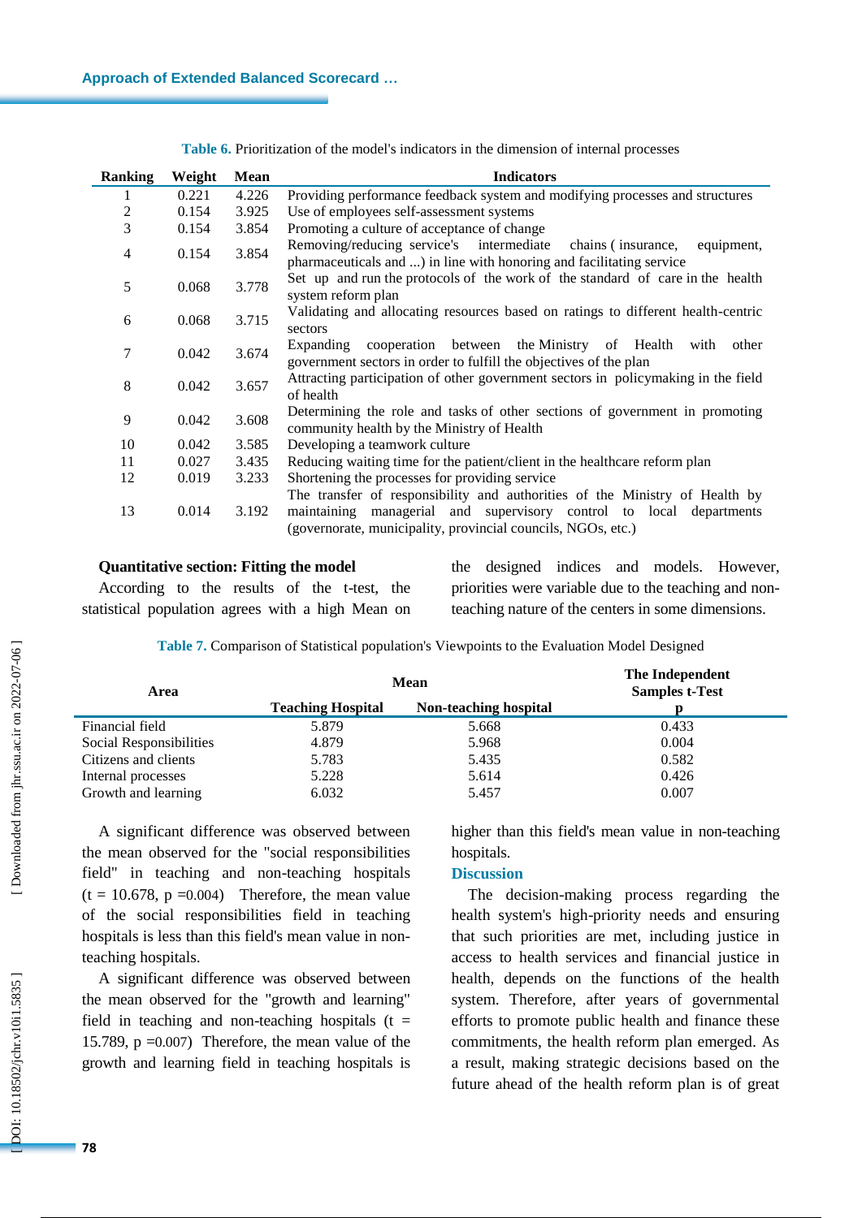**Table 6.** Prioritization of the model's indicators in the dimension of internal processes

| Ranking | Weight | Mean | Indicators |
|---|---|---|---|
| 1 | 0.221 | 4.226 | Providing performance feedback system and modifying processes and structures |
| 2 | 0.154 | 3.925 | Use of employees self-assessment systems |
| 3 | 0.154 | 3.854 | Promoting a culture of acceptance of change |
| 4 | 0.154 | 3.854 | Removing/reducing service's intermediate chains ( insurance, equipment, pharmaceuticals and ...) in line with honoring and facilitating service |
| 5 | 0.068 | 3.778 | Set up and run the protocols of the work of the standard of care in the health system reform plan |
| 6 | 0.068 | 3.715 | Validating and allocating resources based on ratings to different health-centric sectors |
| 7 | 0.042 | 3.674 | Expanding cooperation between the Ministry of Health with other government sectors in order to fulfill the objectives of the plan |
| 8 | 0.042 | 3.657 | Attracting participation of other government sectors in policymaking in the field of health |
| 9 | 0.042 | 3.608 | Determining the role and tasks of other sections of government in promoting community health by the Ministry of Health |
| 10 | 0.042 | 3.585 | Developing a teamwork culture |
| 11 | 0.027 | 3.435 | Reducing waiting time for the patient/client in the healthcare reform plan |
| 12 | 0.019 | 3.233 | Shortening the processes for providing service |
| 13 | 0.014 | 3.192 | The transfer of responsibility and authorities of the Ministry of Health by maintaining managerial and supervisory control to local departments (governorate, municipality, provincial councils, NGOs, etc.) |

**Quantitative section: Fitting the model**

According to the results of the t-test, the statistical population agrees with a high Mean on the designed indices and models. However, priorities were variable due to the teaching and non-teaching nature of the centers in some dimensions.

**Table 7.** Comparison of Statistical population's Viewpoints to the Evaluation Model Designed

| Area | Mean | | The Independent Samples t-Test |
|---|---|---|---|
| | Teaching Hospital | Non-teaching hospital | p |
| Financial field | 5.879 | 5.668 | 0.433 |
| Social Responsibilities | 4.879 | 5.968 | 0.004 |
| Citizens and clients | 5.783 | 5.435 | 0.582 |
| Internal processes | 5.228 | 5.614 | 0.426 |
| Growth and learning | 6.032 | 5.457 | 0.007 |

A significant difference was observed between the mean observed for the "social responsibilities field" in teaching and non-teaching hospitals ($t = 10.678$, $p = 0.004$) Therefore, the mean value of the social responsibilities field in teaching hospitals is less than this field's mean value in non-teaching hospitals.

A significant difference was observed between the mean observed for the "growth and learning" field in teaching and non-teaching hospitals ($t = 15.789$, $p = 0.007$) Therefore, the mean value of the growth and learning field in teaching hospitals is higher than this field's mean value in non-teaching hospitals.

## Discussion

The decision-making process regarding the health system's high-priority needs and ensuring that such priorities are met, including justice in access to health services and financial justice in health, depends on the functions of the health system. Therefore, after years of governmental efforts to promote public health and finance these commitments, the health reform plan emerged. As a result, making strategic decisions based on the future ahead of the health reform plan is of great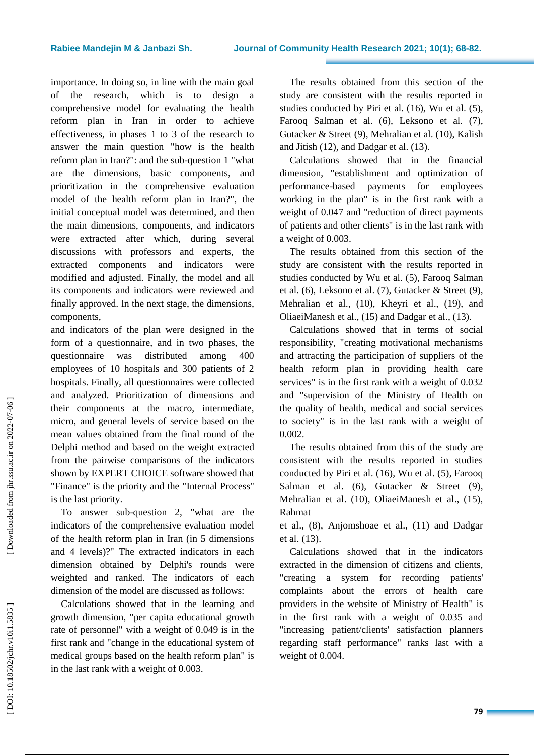importance. In doing so, in line with the main goal of the research, which is to design a comprehensive model for evaluating the health reform plan in Iran in order to achieve effectiveness, in phases 1 to 3 of the research to answer the main question "how is the health reform plan in Iran?": and the sub-question 1 "what are the dimensions, basic components, and prioritization in the comprehensive evaluation model of the health reform plan in Iran?", the initial conceptual model was determined, and then the main dimensions, components, and indicators were extracted after which, during several discussions with professors and experts, the extracted components and indicators were modified and adjusted. Finally, the model and all its components and indicators were reviewed and finally approved. In the next stage, the dimensions, components, and indicators of the plan were designed in the form of a questionnaire, and in two phases, the questionnaire was distributed among 400 employees of 10 hospitals and 300 patients of 2 hospitals. Finally, all questionnaires were collected and analyzed. Prioritization of dimensions and their components at the macro, intermediate, micro, and general levels of service based on the mean values obtained from the final round of the Delphi method and based on the weight extracted from the pairwise comparisons of the indicators shown by EXPERT CHOICE software showed that "Finance" is the priority and the "Internal Process" is the last priority.

To answer sub-question 2, "what are the indicators of the comprehensive evaluation model of the health reform plan in Iran (in 5 dimensions and 4 levels)?" The extracted indicators in each dimension obtained by Delphi's rounds were weighted and ranked. The indicators of each dimension of the model are discussed as follows:

Calculations showed that in the learning and growth dimension, "per capita educational growth rate of personnel" with a weight of 0.049 is in the first rank and "change in the educational system of medical groups based on the health reform plan" is in the last rank with a weight of 0.003.

The results obtained from this section of the study are consistent with the results reported in studies conducted by Piri et al. (16), Wu et al. (5), Farooq Salman et al. (6), Leksono et al. (7), Gutacker & Street (9), Mehralian et al. (10), Kalish and Jitish (12), and Dadgar et al. (13).

Calculations showed that in the financial dimension, "establishment and optimization of performance-based payments for employees working in the plan" is in the first rank with a weight of 0.047 and "reduction of direct payments of patients and other clients" is in the last rank with a weight of 0.003.

The results obtained from this section of the study are consistent with the results reported in studies conducted by Wu et al. (5), Farooq Salman et al. (6), Leksono et al. (7), Gutacker & Street (9), Mehralian et al., (10), Kheyri et al., (19), and OliaeiManesh et al., (15) and Dadgar et al., (13).

Calculations showed that in terms of social responsibility, "creating motivational mechanisms and attracting the participation of suppliers of the health reform plan in providing health care services" is in the first rank with a weight of 0.032 and "supervision of the Ministry of Health on the quality of health, medical and social services to society" is in the last rank with a weight of 0.002.

The results obtained from this of the study are consistent with the results reported in studies conducted by Piri et al. (16), Wu et al. (5), Farooq Salman et al. (6), Gutacker & Street (9), Mehralian et al. (10), OliaeiManesh et al., (15), Rahmat et al., (8), Anjomshoae et al., (11) and Dadgar et al. (13).

Calculations showed that in the indicators extracted in the dimension of citizens and clients, "creating a system for recording patients' complaints about the errors of health care providers in the website of Ministry of Health" is in the first rank with a weight of 0.035 and "increasing patient/clients' satisfaction planners regarding staff performance" ranks last with a weight of 0.004.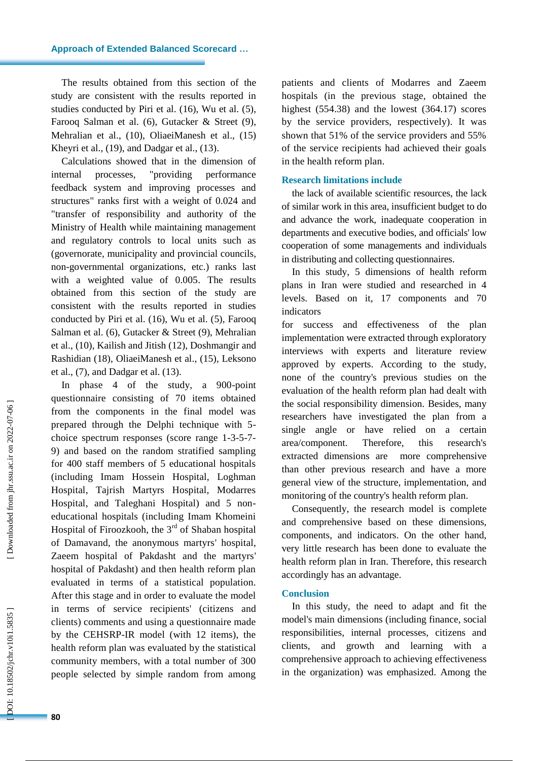The results obtained from this section of the study are consistent with the results reported in studies conducted by Piri et al. (16), Wu et al. (5), Farooq Salman et al. (6), Gutacker & Street (9), Mehralian et al., (10), OliaeiManesh et al., (15) Kheyri et al., (19), and Dadgar et al., (13).

Calculations showed that in the dimension of internal processes, "providing performance feedback system and improving processes and structures" ranks first with a weight of 0.024 and "transfer of responsibility and authority of the Ministry of Health while maintaining management and regulatory controls to local units such as (governorate, municipality and provincial councils, non-governmental organizations, etc.) ranks last with a weighted value of 0.005. The results obtained from this section of the study are consistent with the results reported in studies conducted by Piri et al. (16), Wu et al. (5), Farooq Salman et al. (6), Gutacker & Street (9), Mehralian et al., (10), Kailish and Jitish (12), Doshmangir and Rashidian (18), OliaeiManesh et al., (15), Leksono et al., (7), and Dadgar et al. (13).

In phase 4 of the study, a 900-point questionnaire consisting of 70 items obtained from the components in the final model was prepared through the Delphi technique with 5-choice spectrum responses (score range 1-3-5-7-9) and based on the random stratified sampling for 400 staff members of 5 educational hospitals (including Imam Hossein Hospital, Loghman Hospital, Tajrish Martyrs Hospital, Modarres Hospital, and Taleghani Hospital) and 5 non-educational hospitals (including Imam Khomeini Hospital of Firoozkooh, the 3rd of Shaban hospital of Damavand, the anonymous martyrs' hospital, Zaeem hospital of Pakdasht and the martyrs' hospital of Pakdasht) and then health reform plan evaluated in terms of a statistical population. After this stage and in order to evaluate the model in terms of service recipients' (citizens and clients) comments and using a questionnaire made by the CEHSRP-IR model (with 12 items), the health reform plan was evaluated by the statistical community members, with a total number of 300 people selected by simple random from among patients and clients of Modarres and Zaeem hospitals (in the previous stage, obtained the highest (554.38) and the lowest (364.17) scores by the service providers, respectively). It was shown that 51% of the service providers and 55% of the service recipients had achieved their goals in the health reform plan.

## Research limitations include

the lack of available scientific resources, the lack of similar work in this area, insufficient budget to do and advance the work, inadequate cooperation in departments and executive bodies, and officials' low cooperation of some managements and individuals in distributing and collecting questionnaires.

In this study, 5 dimensions of health reform plans in Iran were studied and researched in 4 levels. Based on it, 17 components and 70 indicators for success and effectiveness of the plan implementation were extracted through exploratory interviews with experts and literature review approved by experts. According to the study, none of the country's previous studies on the evaluation of the health reform plan had dealt with the social responsibility dimension. Besides, many researchers have investigated the plan from a single angle or have relied on a certain area/component. Therefore, this research's extracted dimensions are more comprehensive than other previous research and have a more general view of the structure, implementation, and monitoring of the country's health reform plan.

Consequently, the research model is complete and comprehensive based on these dimensions, components, and indicators. On the other hand, very little research has been done to evaluate the health reform plan in Iran. Therefore, this research accordingly has an advantage.

## Conclusion

In this study, the need to adapt and fit the model's main dimensions (including finance, social responsibilities, internal processes, citizens and clients, and growth and learning with a comprehensive approach to achieving effectiveness in the organization) was emphasized. Among the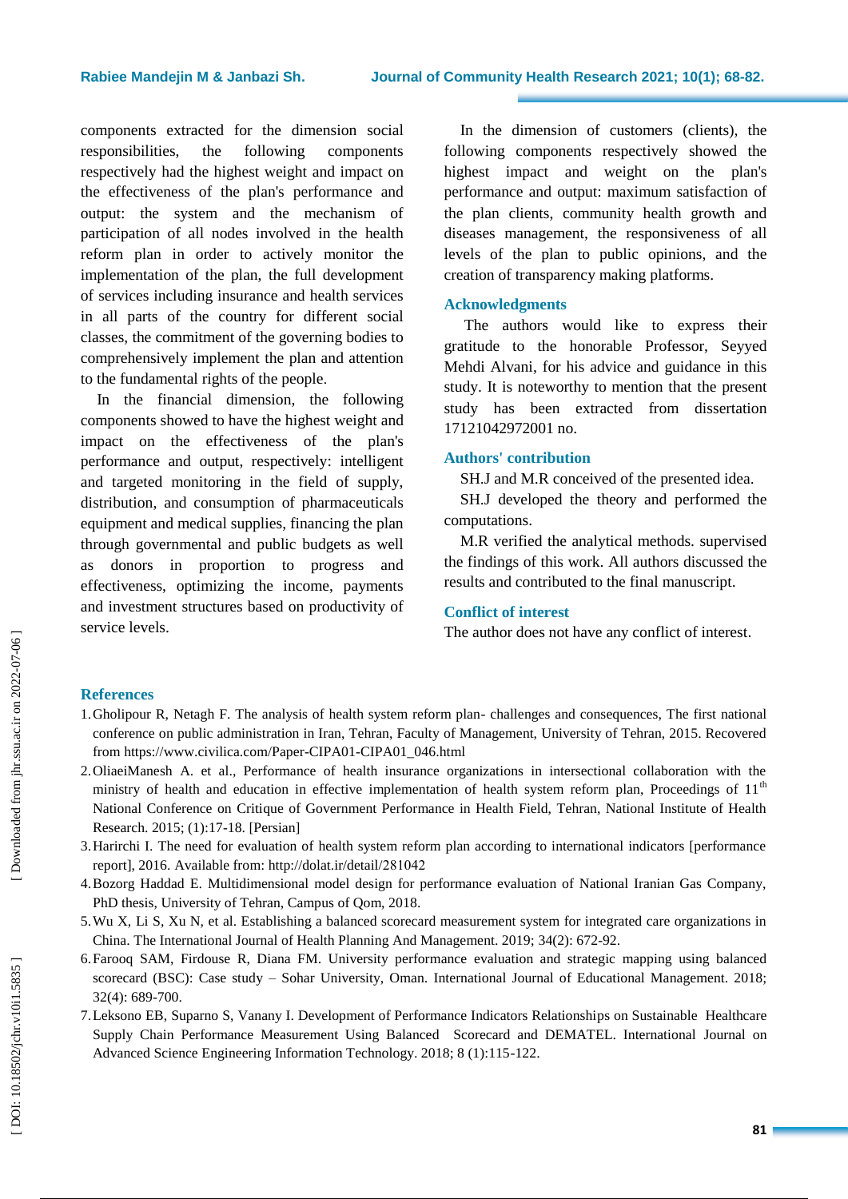components extracted for the dimension social responsibilities, the following components respectively had the highest weight and impact on the effectiveness of the plan's performance and output: the system and the mechanism of participation of all nodes involved in the health reform plan in order to actively monitor the implementation of the plan, the full development of services including insurance and health services in all parts of the country for different social classes, the commitment of the governing bodies to comprehensively implement the plan and attention to the fundamental rights of the people.

In the financial dimension, the following components showed to have the highest weight and impact on the effectiveness of the plan's performance and output, respectively: intelligent and targeted monitoring in the field of supply, distribution, and consumption of pharmaceuticals equipment and medical supplies, financing the plan through governmental and public budgets as well as donors in proportion to progress and effectiveness, optimizing the income, payments and investment structures based on productivity of service levels.

In the dimension of customers (clients), the following components respectively showed the highest impact and weight on the plan's performance and output: maximum satisfaction of the plan clients, community health growth and diseases management, the responsiveness of all levels of the plan to public opinions, and the creation of transparency making platforms.

## Acknowledgments

The authors would like to express their gratitude to the honorable Professor, Seyyed Mehdi Alvani, for his advice and guidance in this study. It is noteworthy to mention that the present study has been extracted from dissertation 17121042972001 no.

## Authors' contribution

SH.J and M.R conceived of the presented idea.

SH.J developed the theory and performed the computations.

M.R verified the analytical methods. supervised the findings of this work. All authors discussed the results and contributed to the final manuscript.

## Conflict of interest

The author does not have any conflict of interest.

## References

1. Gholipour R, Netagh F. The analysis of health system reform plan- challenges and consequences, The first national conference on public administration in Iran, Tehran, Faculty of Management, University of Tehran, 2015. Recovered from https://www.civilica.com/Paper-CIPA01-CIPA01_046.html
2. OliaeiManesh A. et al., Performance of health insurance organizations in intersectional collaboration with the ministry of health and education in effective implementation of health system reform plan, Proceedings of 11th National Conference on Critique of Government Performance in Health Field, Tehran, National Institute of Health Research. 2015; (1):17-18. [Persian]
3. Harirchi I. The need for evaluation of health system reform plan according to international indicators [performance report], 2016. Available from: http://dolat.ir/detail/281042
4. Bozorg Haddad E. Multidimensional model design for performance evaluation of National Iranian Gas Company, PhD thesis, University of Tehran, Campus of Qom, 2018.
5. Wu X, Li S, Xu N, et al. Establishing a balanced scorecard measurement system for integrated care organizations in China. The International Journal of Health Planning And Management. 2019; 34(2): 672-92.
6. Farooq SAM, Firdouse R, Diana FM. University performance evaluation and strategic mapping using balanced scorecard (BSC): Case study – Sohar University, Oman. International Journal of Educational Management. 2018; 32(4): 689-700.
7. Leksono EB, Suparno S, Vanany I. Development of Performance Indicators Relationships on Sustainable Healthcare Supply Chain Performance Measurement Using Balanced Scorecard and DEMATEL. International Journal on Advanced Science Engineering Information Technology. 2018; 8 (1):115-122.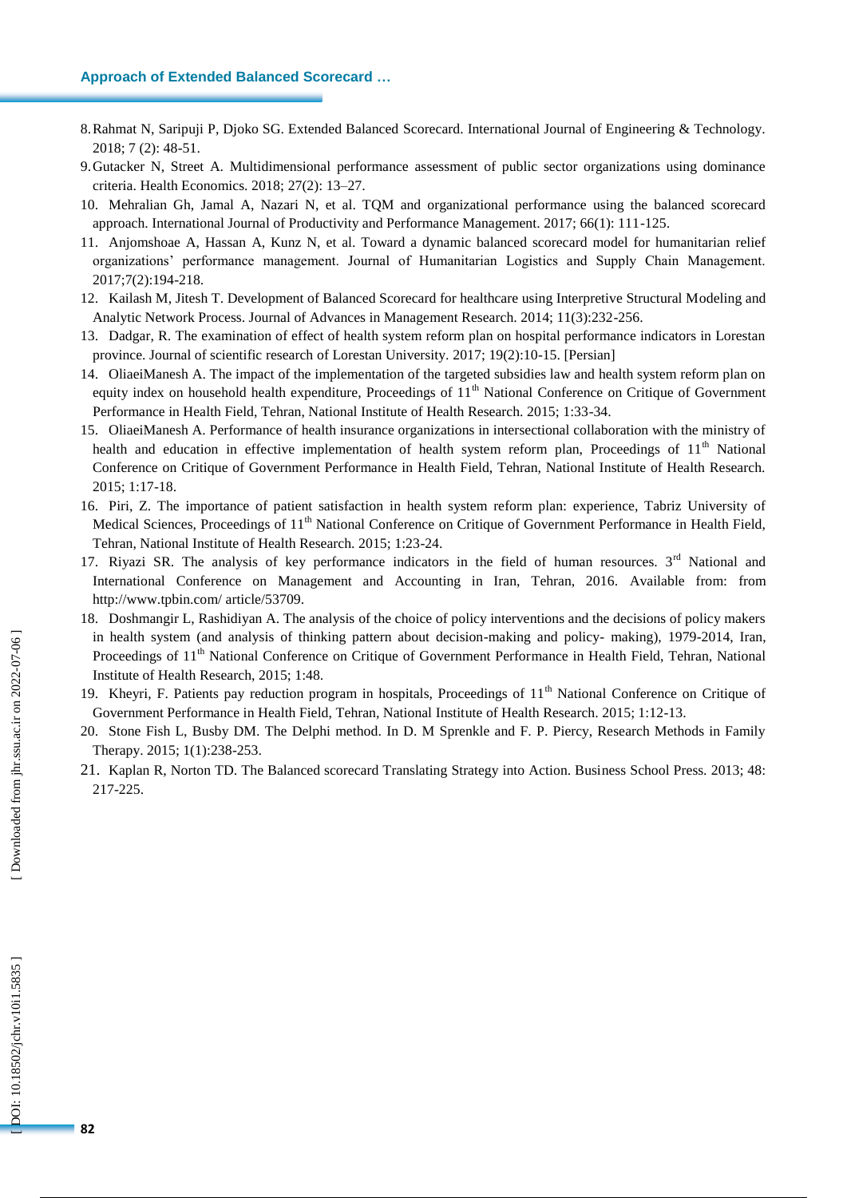8. Rahmat N, Saripuji P, Djoko SG. Extended Balanced Scorecard. International Journal of Engineering & Technology. 2018; 7 (2): 48-51.
9. Gutacker N, Street A. Multidimensional performance assessment of public sector organizations using dominance criteria. Health Economics. 2018; 27(2): 13–27.
10. Mehralian Gh, Jamal A, Nazari N, et al. TQM and organizational performance using the balanced scorecard approach. International Journal of Productivity and Performance Management. 2017; 66(1): 111-125.
11. Anjomshoae A, Hassan A, Kunz N, et al. Toward a dynamic balanced scorecard model for humanitarian relief organizations' performance management. Journal of Humanitarian Logistics and Supply Chain Management. 2017;7(2):194-218.
12. Kailash M, Jitesh T. Development of Balanced Scorecard for healthcare using Interpretive Structural Modeling and Analytic Network Process. Journal of Advances in Management Research. 2014; 11(3):232-256.
13. Dadgar, R. The examination of effect of health system reform plan on hospital performance indicators in Lorestan province. Journal of scientific research of Lorestan University. 2017; 19(2):10-15. [Persian]
14. OliaeiManesh A. The impact of the implementation of the targeted subsidies law and health system reform plan on equity index on household health expenditure, Proceedings of 11th National Conference on Critique of Government Performance in Health Field, Tehran, National Institute of Health Research. 2015; 1:33-34.
15. OliaeiManesh A. Performance of health insurance organizations in intersectional collaboration with the ministry of health and education in effective implementation of health system reform plan, Proceedings of 11th National Conference on Critique of Government Performance in Health Field, Tehran, National Institute of Health Research. 2015; 1:17-18.
16. Piri, Z. The importance of patient satisfaction in health system reform plan: experience, Tabriz University of Medical Sciences, Proceedings of 11th National Conference on Critique of Government Performance in Health Field, Tehran, National Institute of Health Research. 2015; 1:23-24.
17. Riyazi SR. The analysis of key performance indicators in the field of human resources. 3rd National and International Conference on Management and Accounting in Iran, Tehran, 2016. Available from: from http://www.tpbin.com/ article/53709.
18. Doshmangir L, Rashidiyan A. The analysis of the choice of policy interventions and the decisions of policy makers in health system (and analysis of thinking pattern about decision-making and policy- making), 1979-2014, Iran, Proceedings of 11th National Conference on Critique of Government Performance in Health Field, Tehran, National Institute of Health Research, 2015; 1:48.
19. Kheyri, F. Patients pay reduction program in hospitals, Proceedings of 11th National Conference on Critique of Government Performance in Health Field, Tehran, National Institute of Health Research. 2015; 1:12-13.
20. Stone Fish L, Busby DM. The Delphi method. In D. M Sprenkle and F. P. Piercy, Research Methods in Family Therapy. 2015; 1(1):238-253.
21. Kaplan R, Norton TD. The Balanced scorecard Translating Strategy into Action. Business School Press. 2013; 48: 217-225.